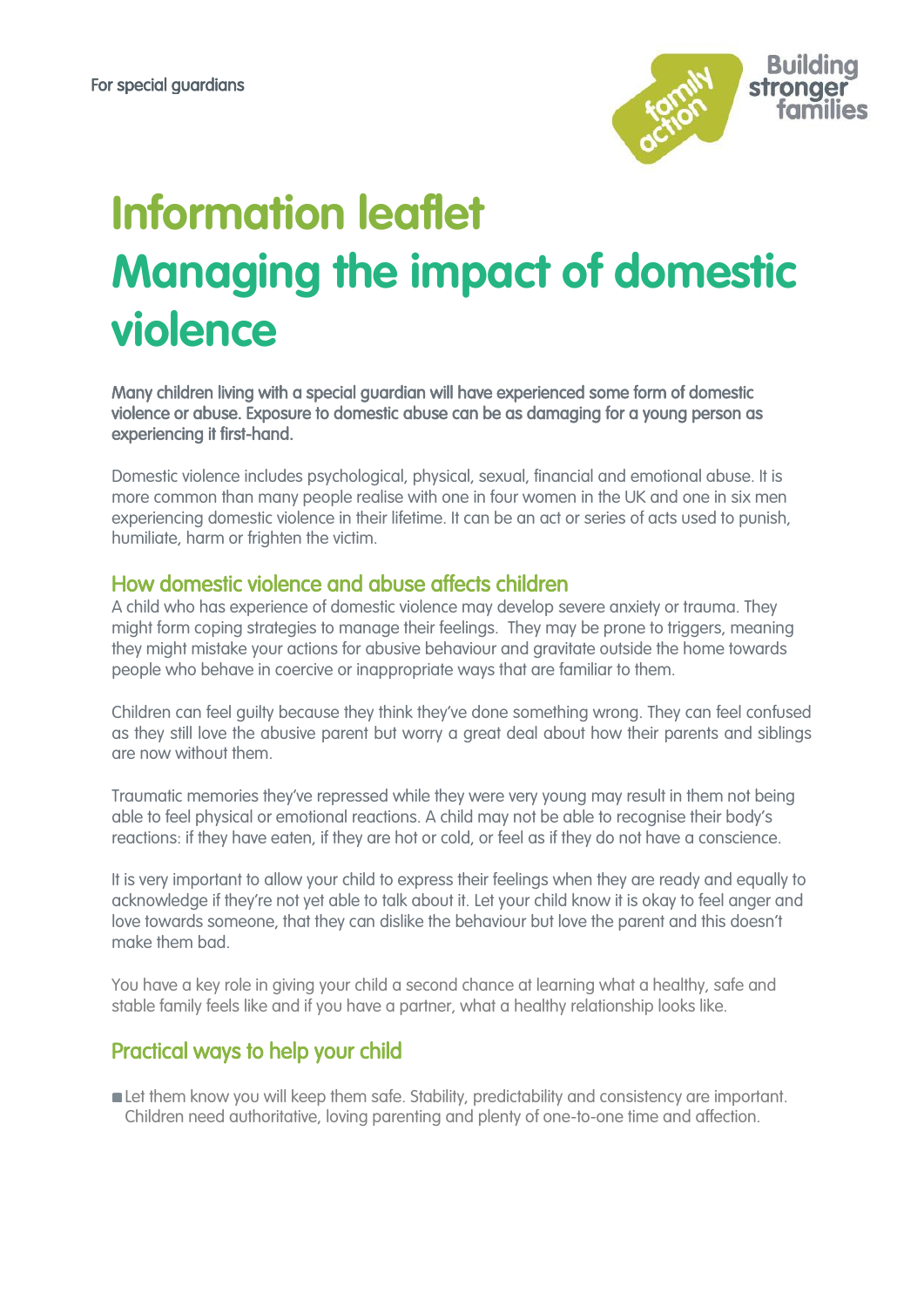For special guardians

# Information leaflet
# Managing the impact of domestic violence

**Many children living with a special guardian will have experienced some form of domestic violence or abuse. Exposure to domestic abuse can be as damaging for a young person as experiencing it first-hand.**

Domestic violence includes psychological, physical, sexual, financial and emotional abuse. It is more common than many people realise with one in four women in the UK and one in six men experiencing domestic violence in their lifetime. It can be an act or series of acts used to punish, humiliate, harm or frighten the victim.

## How domestic violence and abuse affects children

A child who has experience of domestic violence may develop severe anxiety or trauma. They might form coping strategies to manage their feelings. They may be prone to triggers, meaning they might mistake your actions for abusive behaviour and gravitate outside the home towards people who behave in coercive or inappropriate ways that are familiar to them.

Children can feel guilty because they think they've done something wrong. They can feel confused as they still love the abusive parent but worry a great deal about how their parents and siblings are now without them.

Traumatic memories they've repressed while they were very young may result in them not being able to feel physical or emotional reactions. A child may not be able to recognise their body's reactions: if they have eaten, if they are hot or cold, or feel as if they do not have a conscience.

It is very important to allow your child to express their feelings when they are ready and equally to acknowledge if they're not yet able to talk about it. Let your child know it is okay to feel anger and love towards someone, that they can dislike the behaviour but love the parent and this doesn't make them bad.

You have a key role in giving your child a second chance at learning what a healthy, safe and stable family feels like and if you have a partner, what a healthy relationship looks like.

## Practical ways to help your child

- Let them know you will keep them safe. Stability, predictability and consistency are important. Children need authoritative, loving parenting and plenty of one-to-one time and affection.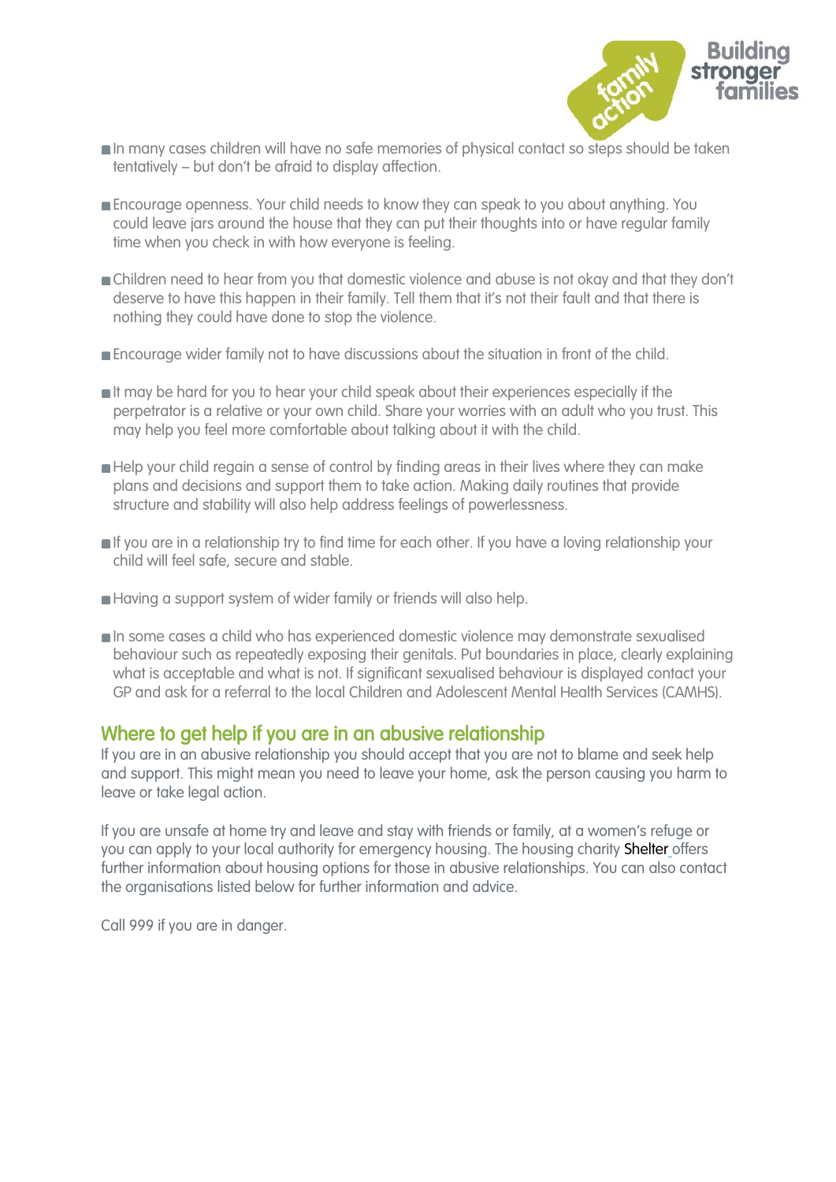- In many cases children will have no safe memories of physical contact so steps should be taken tentatively – but don't be afraid to display affection.

- Encourage openness. Your child needs to know they can speak to you about anything. You could leave jars around the house that they can put their thoughts into or have regular family time when you check in with how everyone is feeling.

- Children need to hear from you that domestic violence and abuse is not okay and that they don't deserve to have this happen in their family. Tell them that it's not their fault and that there is nothing they could have done to stop the violence.

- Encourage wider family not to have discussions about the situation in front of the child.

- It may be hard for you to hear your child speak about their experiences especially if the perpetrator is a relative or your own child. Share your worries with an adult who you trust. This may help you feel more comfortable about talking about it with the child.

- Help your child regain a sense of control by finding areas in their lives where they can make plans and decisions and support them to take action. Making daily routines that provide structure and stability will also help address feelings of powerlessness.

- If you are in a relationship try to find time for each other. If you have a loving relationship your child will feel safe, secure and stable.

- Having a support system of wider family or friends will also help.

- In some cases a child who has experienced domestic violence may demonstrate sexualised behaviour such as repeatedly exposing their genitals. Put boundaries in place, clearly explaining what is acceptable and what is not. If significant sexualised behaviour is displayed contact your GP and ask for a referral to the local Children and Adolescent Mental Health Services (CAMHS).

## Where to get help if you are in an abusive relationship

If you are in an abusive relationship you should accept that you are not to blame and seek help and support. This might mean you need to leave your home, ask the person causing you harm to leave or take legal action.

If you are unsafe at home try and leave and stay with friends or family, at a women's refuge or you can apply to your local authority for emergency housing. The housing charity Shelter offers further information about housing options for those in abusive relationships. You can also contact the organisations listed below for further information and advice.

Call 999 if you are in danger.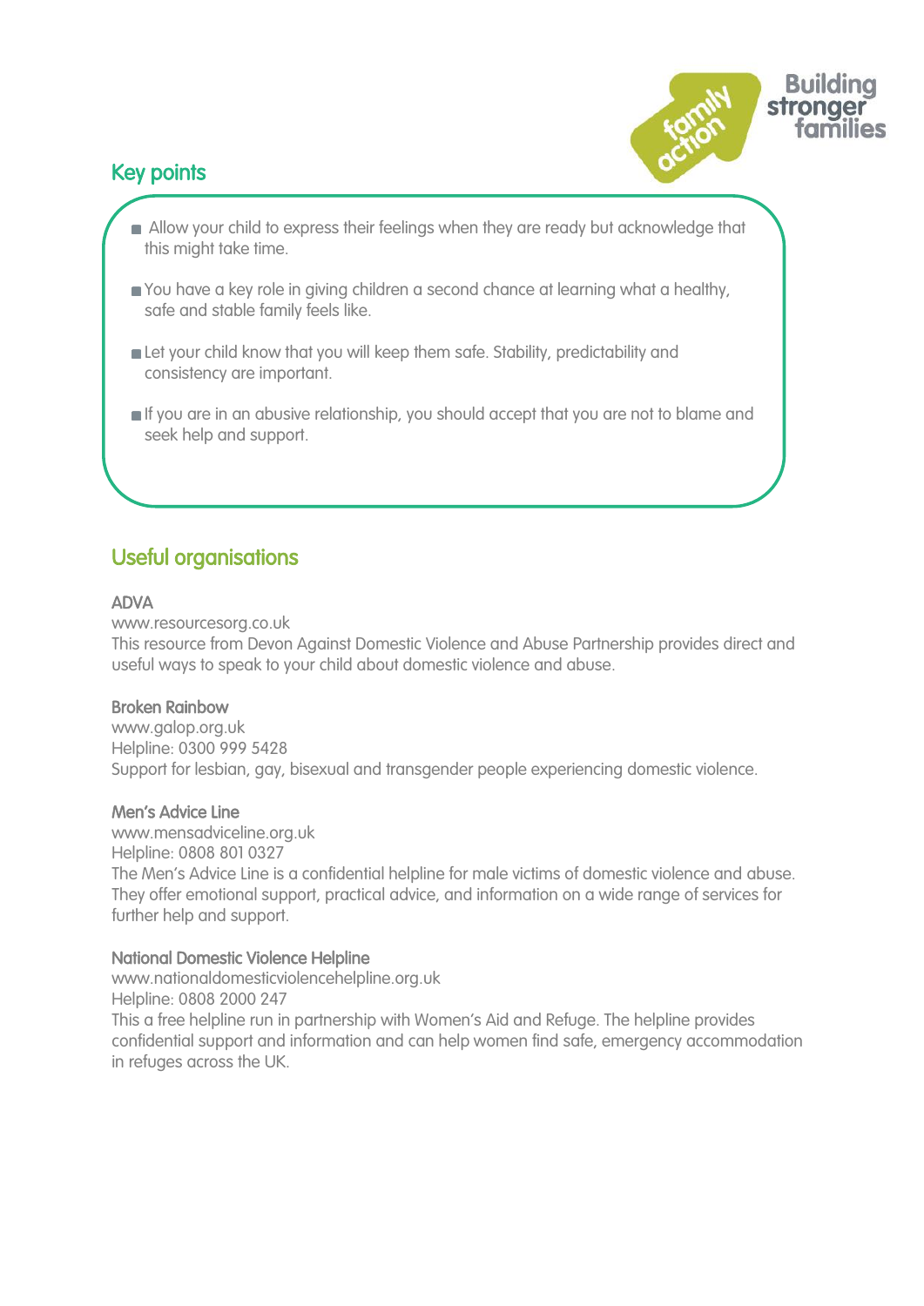## Key points

- Allow your child to express their feelings when they are ready but acknowledge that this might take time.
- You have a key role in giving children a second chance at learning what a healthy, safe and stable family feels like.
- Let your child know that you will keep them safe. Stability, predictability and consistency are important.
- If you are in an abusive relationship, you should accept that you are not to blame and seek help and support.

## Useful organisations

**ADVA**
www.resourcesorg.co.uk
This resource from Devon Against Domestic Violence and Abuse Partnership provides direct and useful ways to speak to your child about domestic violence and abuse.

**Broken Rainbow**
www.galop.org.uk
Helpline: 0300 999 5428
Support for lesbian, gay, bisexual and transgender people experiencing domestic violence.

**Men's Advice Line**
www.mensadviceline.org.uk
Helpline: 0808 801 0327
The Men's Advice Line is a confidential helpline for male victims of domestic violence and abuse. They offer emotional support, practical advice, and information on a wide range of services for further help and support.

**National Domestic Violence Helpline**
www.nationaldomesticviolencehelpline.org.uk
Helpline: 0808 2000 247
This a free helpline run in partnership with Women's Aid and Refuge. The helpline provides confidential support and information and can help women find safe, emergency accommodation in refuges across the UK.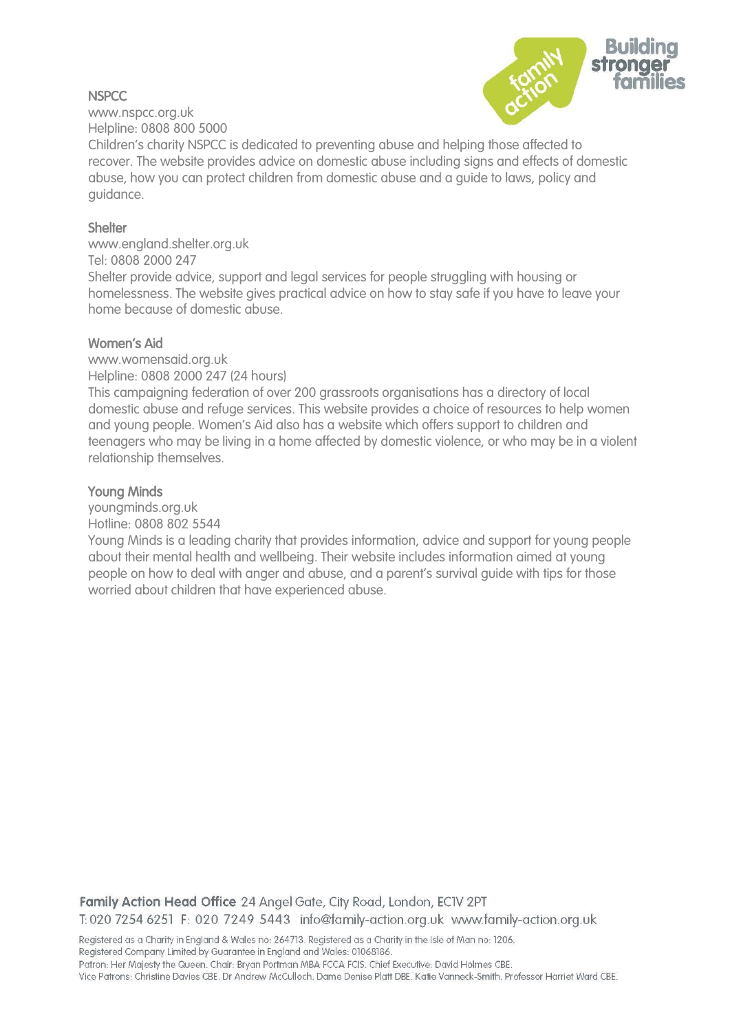### NSPCC

www.nspcc.org.uk
Helpline: 0808 800 5000
Children's charity NSPCC is dedicated to preventing abuse and helping those affected to recover. The website provides advice on domestic abuse including signs and effects of domestic abuse, how you can protect children from domestic abuse and a guide to laws, policy and guidance.

### Shelter

www.england.shelter.org.uk
Tel: 0808 2000 247
Shelter provide advice, support and legal services for people struggling with housing or homelessness. The website gives practical advice on how to stay safe if you have to leave your home because of domestic abuse.

### Women's Aid

www.womensaid.org.uk
Helpline: 0808 2000 247 (24 hours)
This campaigning federation of over 200 grassroots organisations has a directory of local domestic abuse and refuge services. This website provides a choice of resources to help women and young people. Women's Aid also has a website which offers support to children and teenagers who may be living in a home affected by domestic violence, or who may be in a violent relationship themselves.

### Young Minds

youngminds.org.uk
Hotline: 0808 802 5544
Young Minds is a leading charity that provides information, advice and support for young people about their mental health and wellbeing. Their website includes information aimed at young people on how to deal with anger and abuse, and a parent's survival guide with tips for those worried about children that have experienced abuse.

**Family Action Head Office** 24 Angel Gate, City Road, London, EC1V 2PT
T: 020 7254 6251 F: 020 7249 5443 info@family-action.org.uk www.family-action.org.uk

Registered as a Charity in England & Wales no: 264713. Registered as a Charity in the Isle of Man no: 1206.
Registered Company Limited by Guarantee in England and Wales: 01068186.
Patron: Her Majesty the Queen. Chair: Bryan Portman MBA FCCA FCIS. Chief Executive: David Holmes CBE.
Vice Patrons: Christine Davies CBE. Dr Andrew McCulloch. Dame Denise Platt DBE. Katie Vanneck-Smith. Professor Harriet Ward CBE.